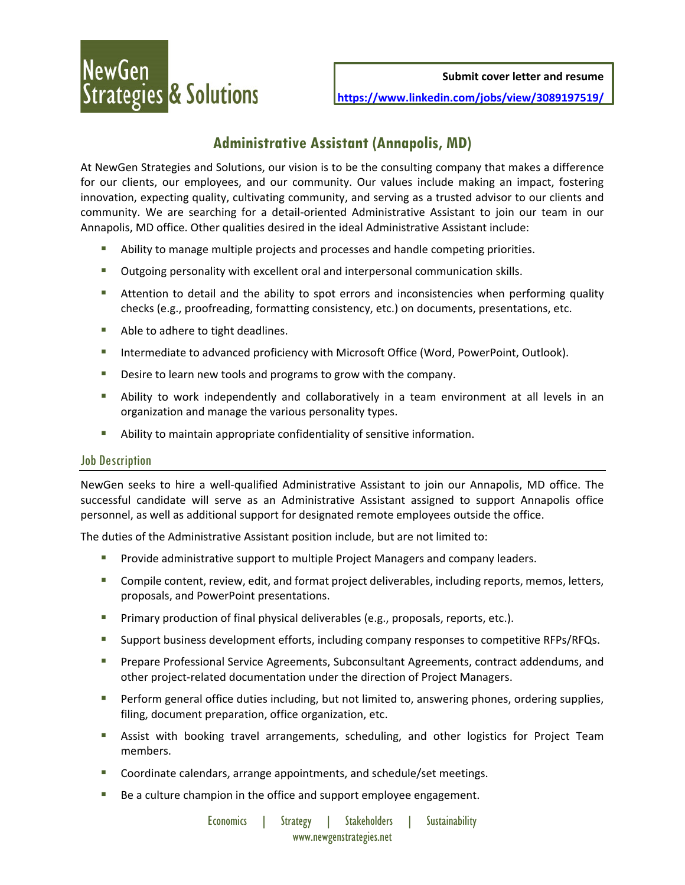NewGen Strategies & Solutions

**Submit cover letter and resume**
**https://www.linkedin.com/jobs/view/3089197519/**

# Administrative Assistant (Annapolis, MD)

At NewGen Strategies and Solutions, our vision is to be the consulting company that makes a difference for our clients, our employees, and our community. Our values include making an impact, fostering innovation, expecting quality, cultivating community, and serving as a trusted advisor to our clients and community. We are searching for a detail-oriented Administrative Assistant to join our team in our Annapolis, MD office. Other qualities desired in the ideal Administrative Assistant include:

- Ability to manage multiple projects and processes and handle competing priorities.
- Outgoing personality with excellent oral and interpersonal communication skills.
- Attention to detail and the ability to spot errors and inconsistencies when performing quality checks (e.g., proofreading, formatting consistency, etc.) on documents, presentations, etc.
- Able to adhere to tight deadlines.
- Intermediate to advanced proficiency with Microsoft Office (Word, PowerPoint, Outlook).
- Desire to learn new tools and programs to grow with the company.
- Ability to work independently and collaboratively in a team environment at all levels in an organization and manage the various personality types.
- Ability to maintain appropriate confidentiality of sensitive information.

## Job Description

NewGen seeks to hire a well-qualified Administrative Assistant to join our Annapolis, MD office. The successful candidate will serve as an Administrative Assistant assigned to support Annapolis office personnel, as well as additional support for designated remote employees outside the office.

The duties of the Administrative Assistant position include, but are not limited to:

- Provide administrative support to multiple Project Managers and company leaders.
- Compile content, review, edit, and format project deliverables, including reports, memos, letters, proposals, and PowerPoint presentations.
- Primary production of final physical deliverables (e.g., proposals, reports, etc.).
- Support business development efforts, including company responses to competitive RFPs/RFQs.
- Prepare Professional Service Agreements, Subconsultant Agreements, contract addendums, and other project-related documentation under the direction of Project Managers.
- Perform general office duties including, but not limited to, answering phones, ordering supplies, filing, document preparation, office organization, etc.
- Assist with booking travel arrangements, scheduling, and other logistics for Project Team members.
- Coordinate calendars, arrange appointments, and schedule/set meetings.
- Be a culture champion in the office and support employee engagement.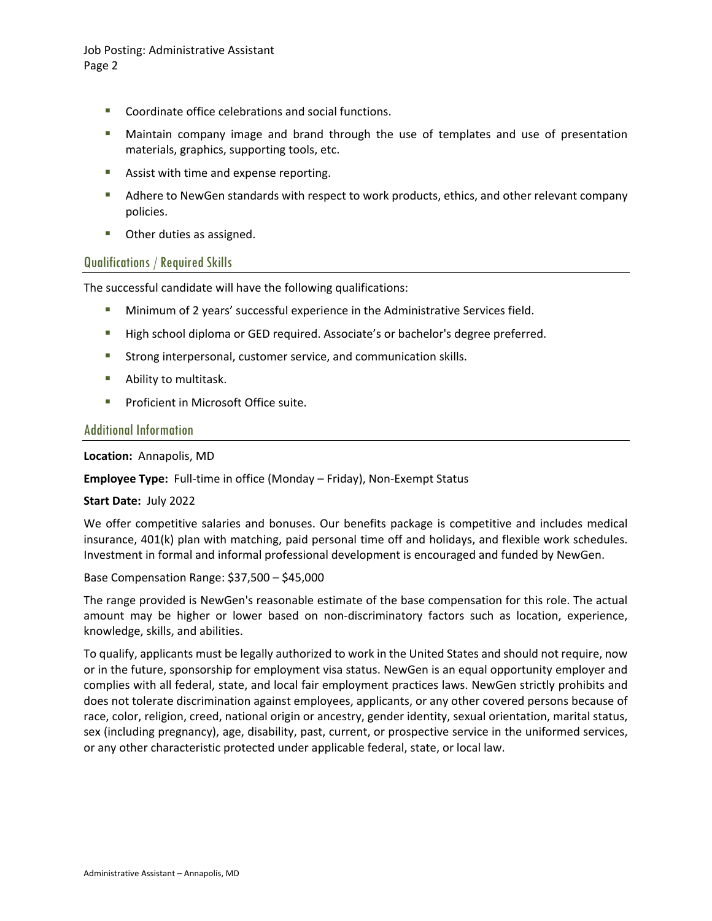- Coordinate office celebrations and social functions.
- Maintain company image and brand through the use of templates and use of presentation materials, graphics, supporting tools, etc.
- Assist with time and expense reporting.
- Adhere to NewGen standards with respect to work products, ethics, and other relevant company policies.
- Other duties as assigned.

## Qualifications / Required Skills

The successful candidate will have the following qualifications:

- Minimum of 2 years' successful experience in the Administrative Services field.
- High school diploma or GED required. Associate's or bachelor's degree preferred.
- Strong interpersonal, customer service, and communication skills.
- Ability to multitask.
- Proficient in Microsoft Office suite.

## Additional Information

**Location:** Annapolis, MD

**Employee Type:** Full-time in office (Monday – Friday), Non-Exempt Status

**Start Date:** July 2022

We offer competitive salaries and bonuses. Our benefits package is competitive and includes medical insurance, 401(k) plan with matching, paid personal time off and holidays, and flexible work schedules. Investment in formal and informal professional development is encouraged and funded by NewGen.

Base Compensation Range: $37,500 – $45,000

The range provided is NewGen's reasonable estimate of the base compensation for this role. The actual amount may be higher or lower based on non-discriminatory factors such as location, experience, knowledge, skills, and abilities.

To qualify, applicants must be legally authorized to work in the United States and should not require, now or in the future, sponsorship for employment visa status. NewGen is an equal opportunity employer and complies with all federal, state, and local fair employment practices laws. NewGen strictly prohibits and does not tolerate discrimination against employees, applicants, or any other covered persons because of race, color, religion, creed, national origin or ancestry, gender identity, sexual orientation, marital status, sex (including pregnancy), age, disability, past, current, or prospective service in the uniformed services, or any other characteristic protected under applicable federal, state, or local law.